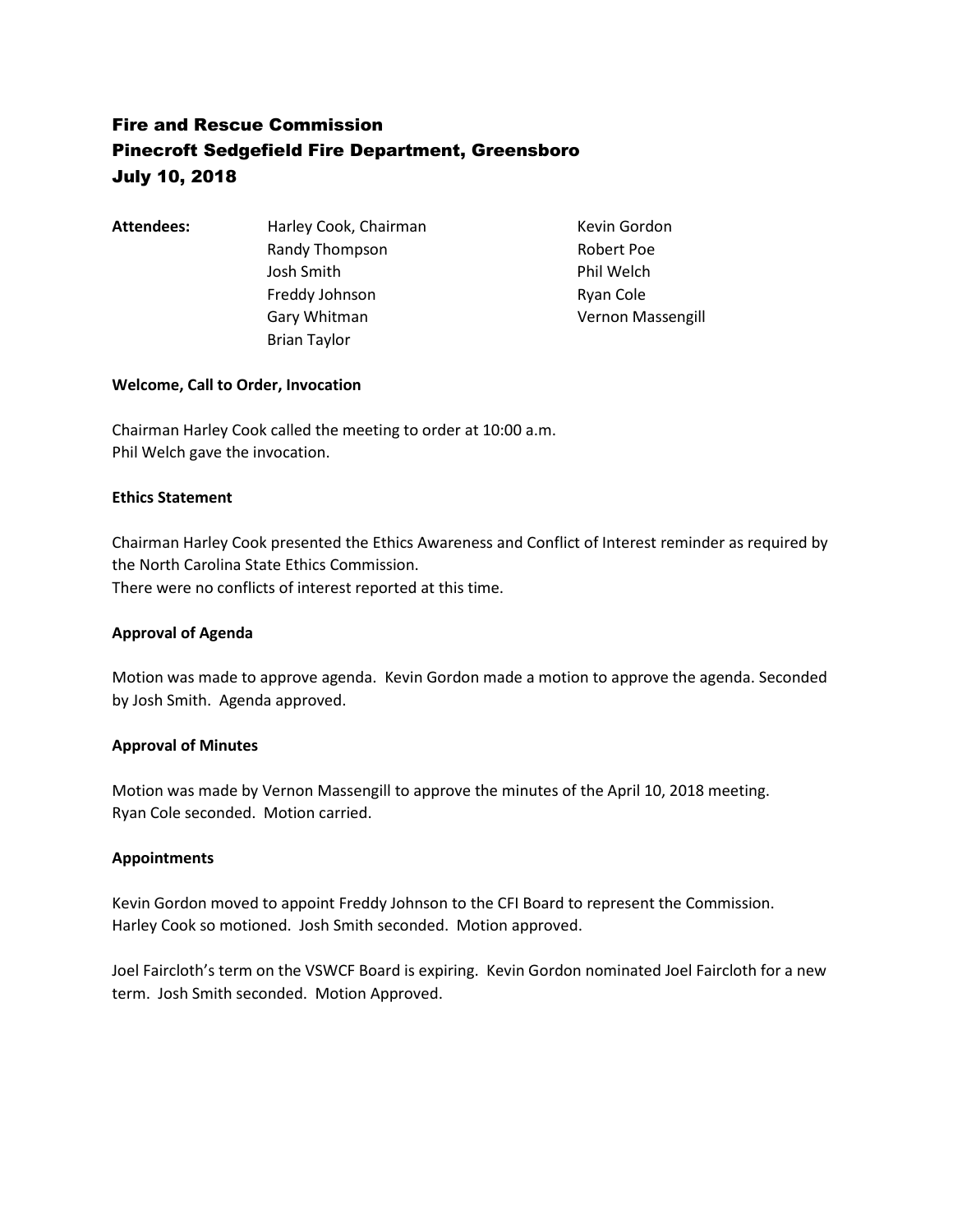# Fire and Rescue Commission
## Pinecroft Sedgefield Fire Department, Greensboro
## July 10, 2018

**Attendees:**

Harley Cook, Chairman
Randy Thompson
Josh Smith
Freddy Johnson
Gary Whitman
Brian Taylor
Kevin Gordon
Robert Poe
Phil Welch
Ryan Cole
Vernon Massengill

**Welcome, Call to Order, Invocation**

Chairman Harley Cook called the meeting to order at 10:00 a.m.
Phil Welch gave the invocation.

**Ethics Statement**

Chairman Harley Cook presented the Ethics Awareness and Conflict of Interest reminder as required by the North Carolina State Ethics Commission.
There were no conflicts of interest reported at this time.

**Approval of Agenda**

Motion was made to approve agenda. Kevin Gordon made a motion to approve the agenda. Seconded by Josh Smith. Agenda approved.

**Approval of Minutes**

Motion was made by Vernon Massengill to approve the minutes of the April 10, 2018 meeting.
Ryan Cole seconded. Motion carried.

**Appointments**

Kevin Gordon moved to appoint Freddy Johnson to the CFI Board to represent the Commission.
Harley Cook so motioned. Josh Smith seconded. Motion approved.

Joel Faircloth's term on the VSWCF Board is expiring. Kevin Gordon nominated Joel Faircloth for a new term. Josh Smith seconded. Motion Approved.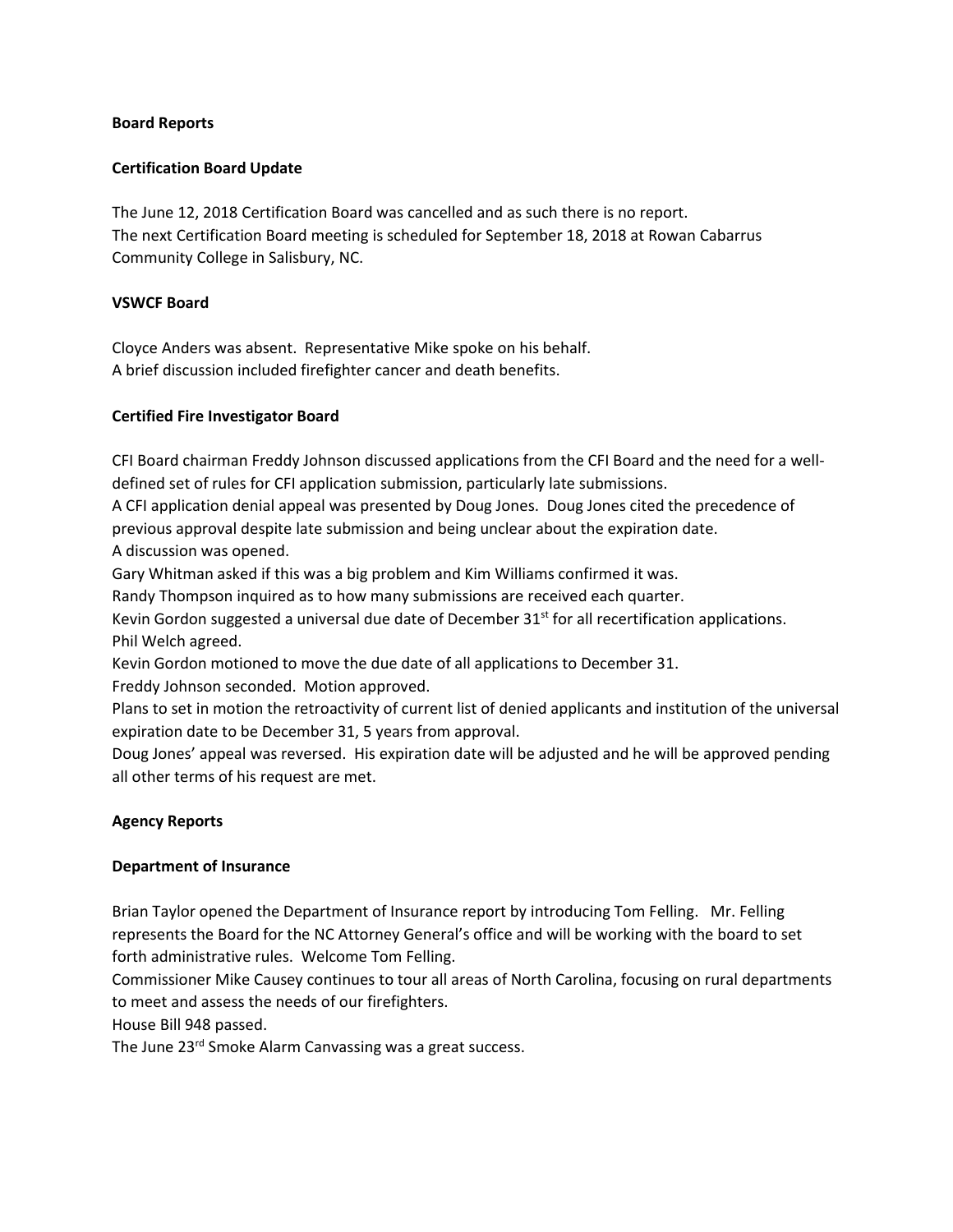**Board Reports**

**Certification Board Update**

The June 12, 2018 Certification Board was cancelled and as such there is no report.
The next Certification Board meeting is scheduled for September 18, 2018 at Rowan Cabarrus Community College in Salisbury, NC.

**VSWCF Board**

Cloyce Anders was absent. Representative Mike spoke on his behalf.
A brief discussion included firefighter cancer and death benefits.

**Certified Fire Investigator Board**

CFI Board chairman Freddy Johnson discussed applications from the CFI Board and the need for a well-defined set of rules for CFI application submission, particularly late submissions.
A CFI application denial appeal was presented by Doug Jones. Doug Jones cited the precedence of previous approval despite late submission and being unclear about the expiration date.
A discussion was opened.
Gary Whitman asked if this was a big problem and Kim Williams confirmed it was.
Randy Thompson inquired as to how many submissions are received each quarter.
Kevin Gordon suggested a universal due date of December 31st for all recertification applications.
Phil Welch agreed.
Kevin Gordon motioned to move the due date of all applications to December 31.
Freddy Johnson seconded. Motion approved.
Plans to set in motion the retroactivity of current list of denied applicants and institution of the universal expiration date to be December 31, 5 years from approval.
Doug Jones' appeal was reversed. His expiration date will be adjusted and he will be approved pending all other terms of his request are met.

**Agency Reports**

**Department of Insurance**

Brian Taylor opened the Department of Insurance report by introducing Tom Felling. Mr. Felling represents the Board for the NC Attorney General's office and will be working with the board to set forth administrative rules. Welcome Tom Felling.
Commissioner Mike Causey continues to tour all areas of North Carolina, focusing on rural departments to meet and assess the needs of our firefighters.
House Bill 948 passed.
The June 23rd Smoke Alarm Canvassing was a great success.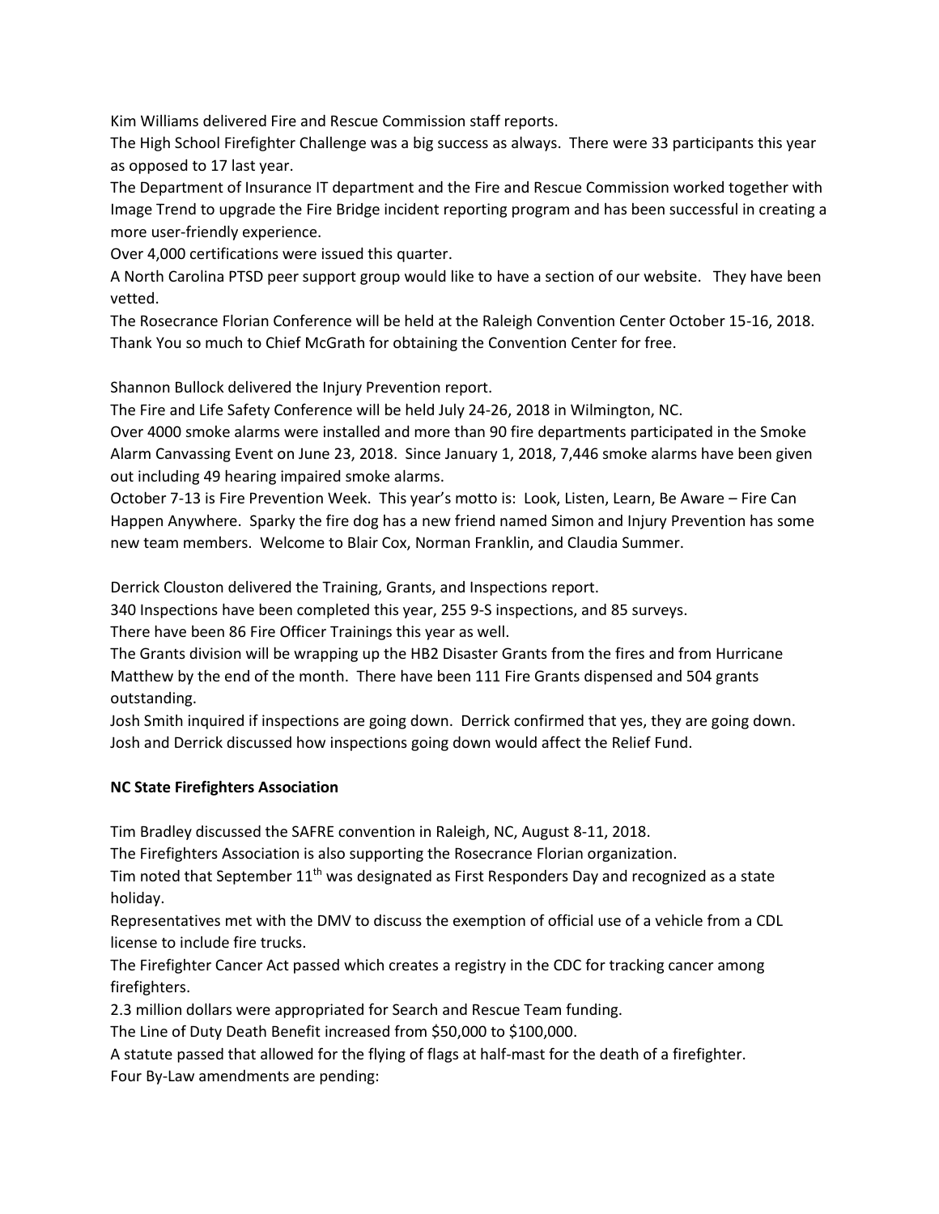Kim Williams delivered Fire and Rescue Commission staff reports.

The High School Firefighter Challenge was a big success as always. There were 33 participants this year as opposed to 17 last year.

The Department of Insurance IT department and the Fire and Rescue Commission worked together with Image Trend to upgrade the Fire Bridge incident reporting program and has been successful in creating a more user-friendly experience.

Over 4,000 certifications were issued this quarter.

A North Carolina PTSD peer support group would like to have a section of our website. They have been vetted.

The Rosecrance Florian Conference will be held at the Raleigh Convention Center October 15-16, 2018. Thank You so much to Chief McGrath for obtaining the Convention Center for free.

Shannon Bullock delivered the Injury Prevention report.

The Fire and Life Safety Conference will be held July 24-26, 2018 in Wilmington, NC.

Over 4000 smoke alarms were installed and more than 90 fire departments participated in the Smoke Alarm Canvassing Event on June 23, 2018. Since January 1, 2018, 7,446 smoke alarms have been given out including 49 hearing impaired smoke alarms.

October 7-13 is Fire Prevention Week. This year's motto is: Look, Listen, Learn, Be Aware – Fire Can Happen Anywhere. Sparky the fire dog has a new friend named Simon and Injury Prevention has some new team members. Welcome to Blair Cox, Norman Franklin, and Claudia Summer.

Derrick Clouston delivered the Training, Grants, and Inspections report.

340 Inspections have been completed this year, 255 9-S inspections, and 85 surveys.

There have been 86 Fire Officer Trainings this year as well.

The Grants division will be wrapping up the HB2 Disaster Grants from the fires and from Hurricane Matthew by the end of the month. There have been 111 Fire Grants dispensed and 504 grants outstanding.

Josh Smith inquired if inspections are going down. Derrick confirmed that yes, they are going down. Josh and Derrick discussed how inspections going down would affect the Relief Fund.

**NC State Firefighters Association**

Tim Bradley discussed the SAFRE convention in Raleigh, NC, August 8-11, 2018.

The Firefighters Association is also supporting the Rosecrance Florian organization.

Tim noted that September 11th was designated as First Responders Day and recognized as a state holiday.

Representatives met with the DMV to discuss the exemption of official use of a vehicle from a CDL license to include fire trucks.

The Firefighter Cancer Act passed which creates a registry in the CDC for tracking cancer among firefighters.

2.3 million dollars were appropriated for Search and Rescue Team funding.

The Line of Duty Death Benefit increased from $50,000 to $100,000.

A statute passed that allowed for the flying of flags at half-mast for the death of a firefighter.

Four By-Law amendments are pending: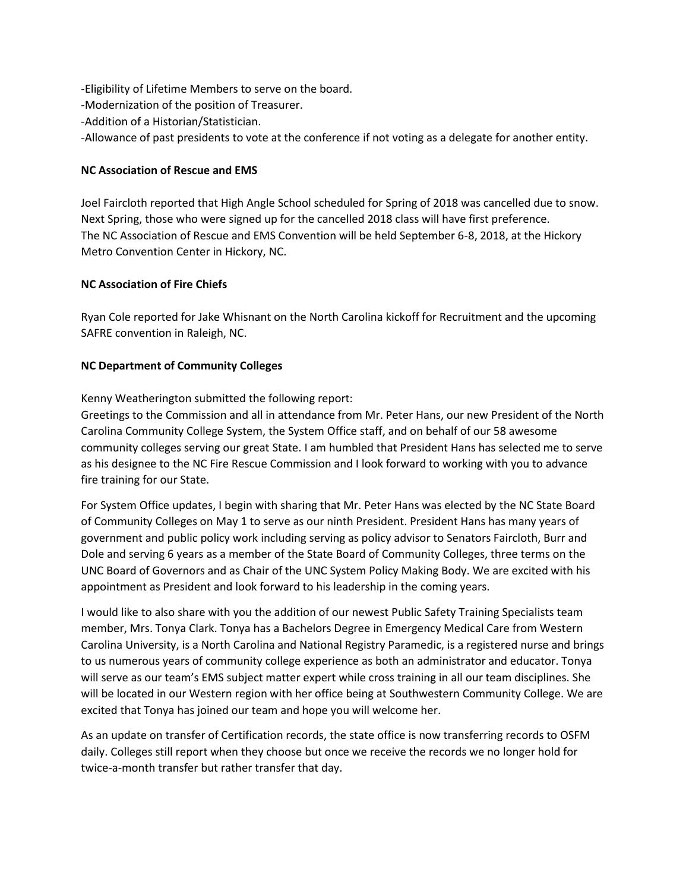-Eligibility of Lifetime Members to serve on the board.
-Modernization of the position of Treasurer.
-Addition of a Historian/Statistician.
-Allowance of past presidents to vote at the conference if not voting as a delegate for another entity.

**NC Association of Rescue and EMS**

Joel Faircloth reported that High Angle School scheduled for Spring of 2018 was cancelled due to snow. Next Spring, those who were signed up for the cancelled 2018 class will have first preference. The NC Association of Rescue and EMS Convention will be held September 6-8, 2018, at the Hickory Metro Convention Center in Hickory, NC.

**NC Association of Fire Chiefs**

Ryan Cole reported for Jake Whisnant on the North Carolina kickoff for Recruitment and the upcoming SAFRE convention in Raleigh, NC.

**NC Department of Community Colleges**

Kenny Weatherington submitted the following report:
Greetings to the Commission and all in attendance from Mr. Peter Hans, our new President of the North Carolina Community College System, the System Office staff, and on behalf of our 58 awesome community colleges serving our great State. I am humbled that President Hans has selected me to serve as his designee to the NC Fire Rescue Commission and I look forward to working with you to advance fire training for our State.

For System Office updates, I begin with sharing that Mr. Peter Hans was elected by the NC State Board of Community Colleges on May 1 to serve as our ninth President. President Hans has many years of government and public policy work including serving as policy advisor to Senators Faircloth, Burr and Dole and serving 6 years as a member of the State Board of Community Colleges, three terms on the UNC Board of Governors and as Chair of the UNC System Policy Making Body. We are excited with his appointment as President and look forward to his leadership in the coming years.

I would like to also share with you the addition of our newest Public Safety Training Specialists team member, Mrs. Tonya Clark. Tonya has a Bachelors Degree in Emergency Medical Care from Western Carolina University, is a North Carolina and National Registry Paramedic, is a registered nurse and brings to us numerous years of community college experience as both an administrator and educator. Tonya will serve as our team's EMS subject matter expert while cross training in all our team disciplines. She will be located in our Western region with her office being at Southwestern Community College. We are excited that Tonya has joined our team and hope you will welcome her.

As an update on transfer of Certification records, the state office is now transferring records to OSFM daily. Colleges still report when they choose but once we receive the records we no longer hold for twice-a-month transfer but rather transfer that day.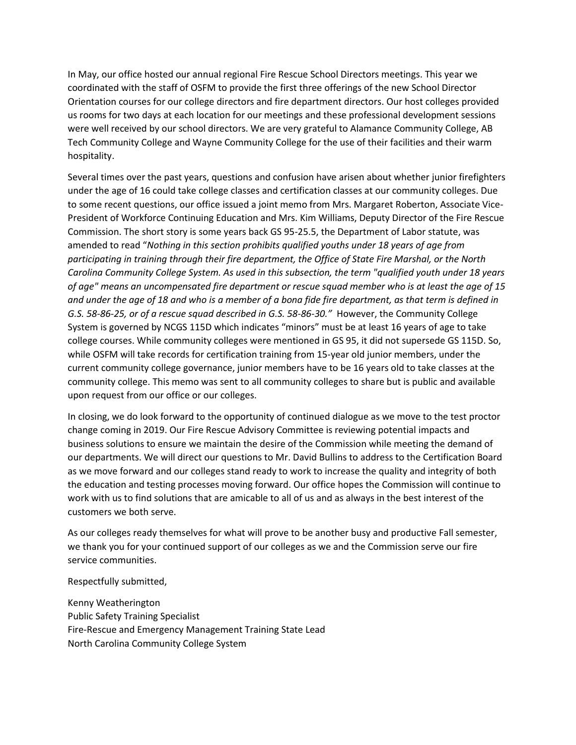In May, our office hosted our annual regional Fire Rescue School Directors meetings. This year we coordinated with the staff of OSFM to provide the first three offerings of the new School Director Orientation courses for our college directors and fire department directors. Our host colleges provided us rooms for two days at each location for our meetings and these professional development sessions were well received by our school directors. We are very grateful to Alamance Community College, AB Tech Community College and Wayne Community College for the use of their facilities and their warm hospitality.

Several times over the past years, questions and confusion have arisen about whether junior firefighters under the age of 16 could take college classes and certification classes at our community colleges. Due to some recent questions, our office issued a joint memo from Mrs. Margaret Roberton, Associate Vice-President of Workforce Continuing Education and Mrs. Kim Williams, Deputy Director of the Fire Rescue Commission. The short story is some years back GS 95-25.5, the Department of Labor statute, was amended to read "*Nothing in this section prohibits qualified youths under 18 years of age from participating in training through their fire department, the Office of State Fire Marshal, or the North Carolina Community College System. As used in this subsection, the term "qualified youth under 18 years of age" means an uncompensated fire department or rescue squad member who is at least the age of 15 and under the age of 18 and who is a member of a bona fide fire department, as that term is defined in G.S. 58-86-25, or of a rescue squad described in G.S. 58-86-30.*" However, the Community College System is governed by NCGS 115D which indicates "minors" must be at least 16 years of age to take college courses. While community colleges were mentioned in GS 95, it did not supersede GS 115D. So, while OSFM will take records for certification training from 15-year old junior members, under the current community college governance, junior members have to be 16 years old to take classes at the community college. This memo was sent to all community colleges to share but is public and available upon request from our office or our colleges.

In closing, we do look forward to the opportunity of continued dialogue as we move to the test proctor change coming in 2019. Our Fire Rescue Advisory Committee is reviewing potential impacts and business solutions to ensure we maintain the desire of the Commission while meeting the demand of our departments. We will direct our questions to Mr. David Bullins to address to the Certification Board as we move forward and our colleges stand ready to work to increase the quality and integrity of both the education and testing processes moving forward. Our office hopes the Commission will continue to work with us to find solutions that are amicable to all of us and as always in the best interest of the customers we both serve.

As our colleges ready themselves for what will prove to be another busy and productive Fall semester, we thank you for your continued support of our colleges as we and the Commission serve our fire service communities.

Respectfully submitted,

Kenny Weatherington
Public Safety Training Specialist
Fire-Rescue and Emergency Management Training State Lead
North Carolina Community College System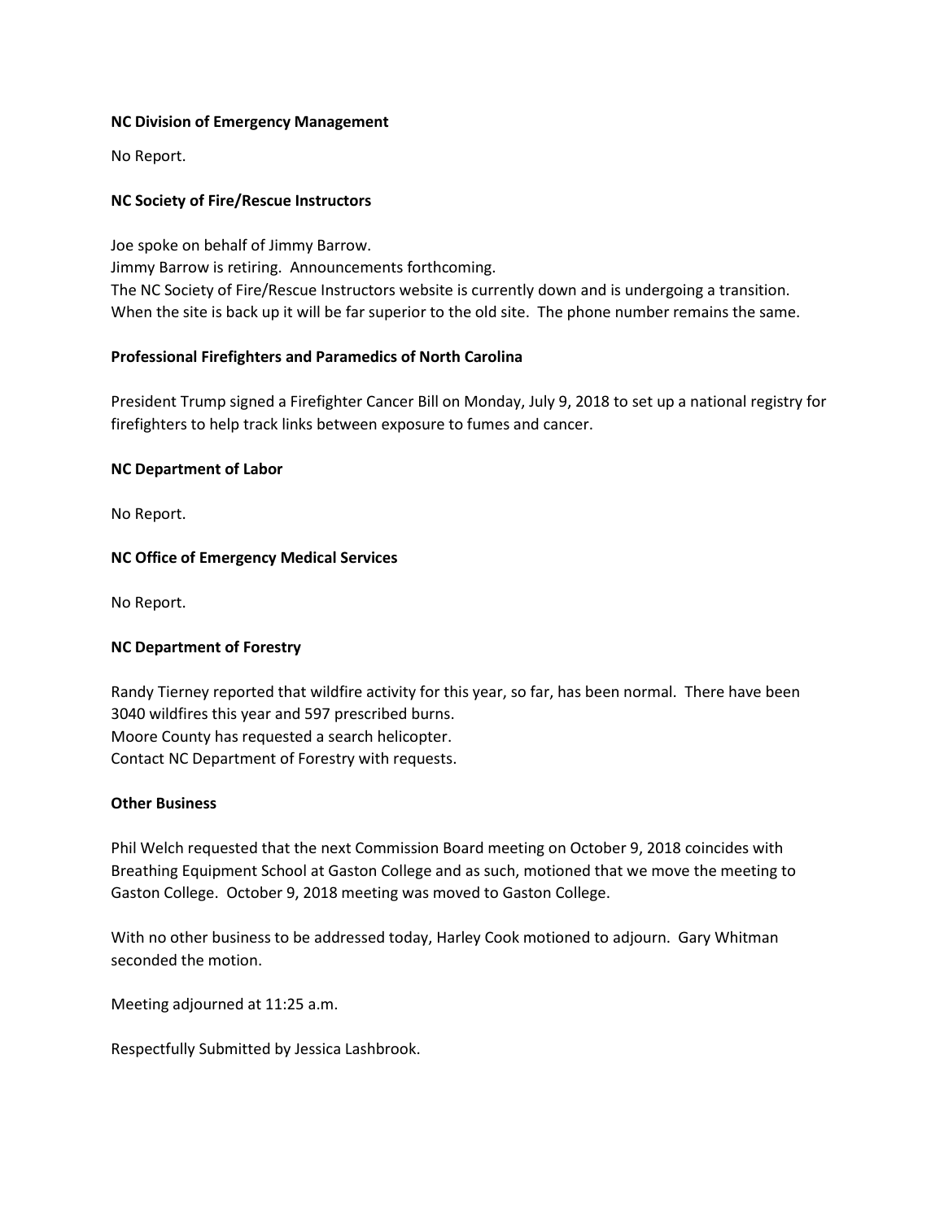**NC Division of Emergency Management**

No Report.

**NC Society of Fire/Rescue Instructors**

Joe spoke on behalf of Jimmy Barrow.
Jimmy Barrow is retiring. Announcements forthcoming.
The NC Society of Fire/Rescue Instructors website is currently down and is undergoing a transition. When the site is back up it will be far superior to the old site. The phone number remains the same.

**Professional Firefighters and Paramedics of North Carolina**

President Trump signed a Firefighter Cancer Bill on Monday, July 9, 2018 to set up a national registry for firefighters to help track links between exposure to fumes and cancer.

**NC Department of Labor**

No Report.

**NC Office of Emergency Medical Services**

No Report.

**NC Department of Forestry**

Randy Tierney reported that wildfire activity for this year, so far, has been normal. There have been 3040 wildfires this year and 597 prescribed burns.
Moore County has requested a search helicopter.
Contact NC Department of Forestry with requests.

**Other Business**

Phil Welch requested that the next Commission Board meeting on October 9, 2018 coincides with Breathing Equipment School at Gaston College and as such, motioned that we move the meeting to Gaston College. October 9, 2018 meeting was moved to Gaston College.

With no other business to be addressed today, Harley Cook motioned to adjourn. Gary Whitman seconded the motion.

Meeting adjourned at 11:25 a.m.

Respectfully Submitted by Jessica Lashbrook.